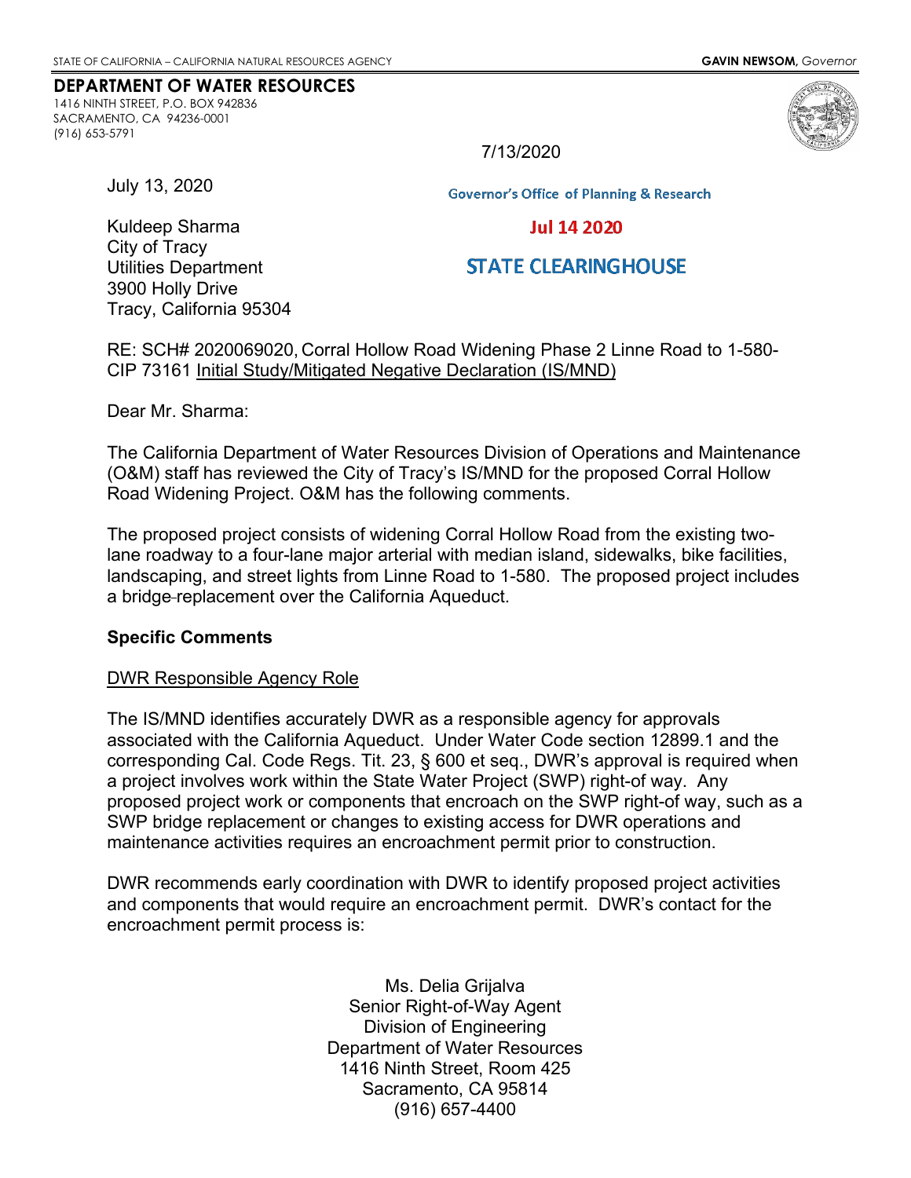STATE OF CALIFORNIA – CALIFORNIA NATURAL RESOURCES AGENCY **GAVIN NEWSOM,** *Governor*

**DEPARTMENT OF WATER RESOURCES**
1416 NINTH STREET, P.O. BOX 942836
SACRAMENTO, CA 94236-0001
(916) 653-5791

7/13/2020

Governor's Office of Planning & Research

Jul 14 2020

STATE CLEARINGHOUSE

July 13, 2020

Kuldeep Sharma
City of Tracy
Utilities Department
3900 Holly Drive
Tracy, California 95304

RE: SCH# 2020069020, Corral Hollow Road Widening Phase 2 Linne Road to 1-580-CIP 73161 Initial Study/Mitigated Negative Declaration (IS/MND)

Dear Mr. Sharma:

The California Department of Water Resources Division of Operations and Maintenance (O&M) staff has reviewed the City of Tracy's IS/MND for the proposed Corral Hollow Road Widening Project. O&M has the following comments.

The proposed project consists of widening Corral Hollow Road from the existing two-lane roadway to a four-lane major arterial with median island, sidewalks, bike facilities, landscaping, and street lights from Linne Road to 1-580. The proposed project includes a bridge replacement over the California Aqueduct.

**Specific Comments**

DWR Responsible Agency Role

The IS/MND identifies accurately DWR as a responsible agency for approvals associated with the California Aqueduct. Under Water Code section 12899.1 and the corresponding Cal. Code Regs. Tit. 23, § 600 et seq., DWR's approval is required when a project involves work within the State Water Project (SWP) right-of way. Any proposed project work or components that encroach on the SWP right-of way, such as a SWP bridge replacement or changes to existing access for DWR operations and maintenance activities requires an encroachment permit prior to construction.

DWR recommends early coordination with DWR to identify proposed project activities and components that would require an encroachment permit. DWR's contact for the encroachment permit process is:

Ms. Delia Grijalva
Senior Right-of-Way Agent
Division of Engineering
Department of Water Resources
1416 Ninth Street, Room 425
Sacramento, CA 95814
(916) 657-4400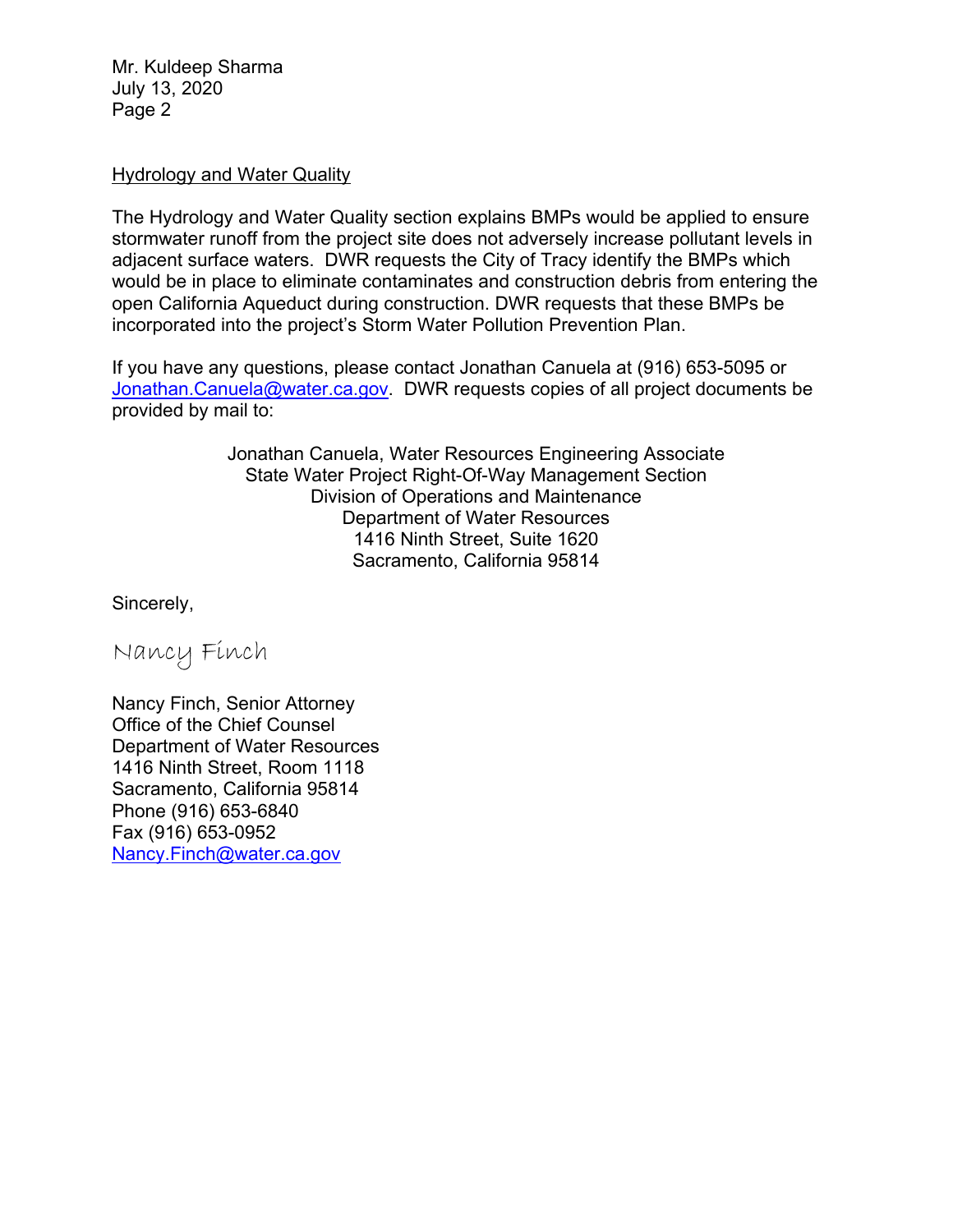## Hydrology and Water Quality

The Hydrology and Water Quality section explains BMPs would be applied to ensure stormwater runoff from the project site does not adversely increase pollutant levels in adjacent surface waters. DWR requests the City of Tracy identify the BMPs which would be in place to eliminate contaminates and construction debris from entering the open California Aqueduct during construction. DWR requests that these BMPs be incorporated into the project's Storm Water Pollution Prevention Plan.

If you have any questions, please contact Jonathan Canuela at (916) 653-5095 or Jonathan.Canuela@water.ca.gov. DWR requests copies of all project documents be provided by mail to:

Jonathan Canuela, Water Resources Engineering Associate
State Water Project Right-Of-Way Management Section
Division of Operations and Maintenance
Department of Water Resources
1416 Ninth Street, Suite 1620
Sacramento, California 95814

Sincerely,

Nancy Finch

Nancy Finch, Senior Attorney
Office of the Chief Counsel
Department of Water Resources
1416 Ninth Street, Room 1118
Sacramento, California 95814
Phone (916) 653-6840
Fax (916) 653-0952
Nancy.Finch@water.ca.gov